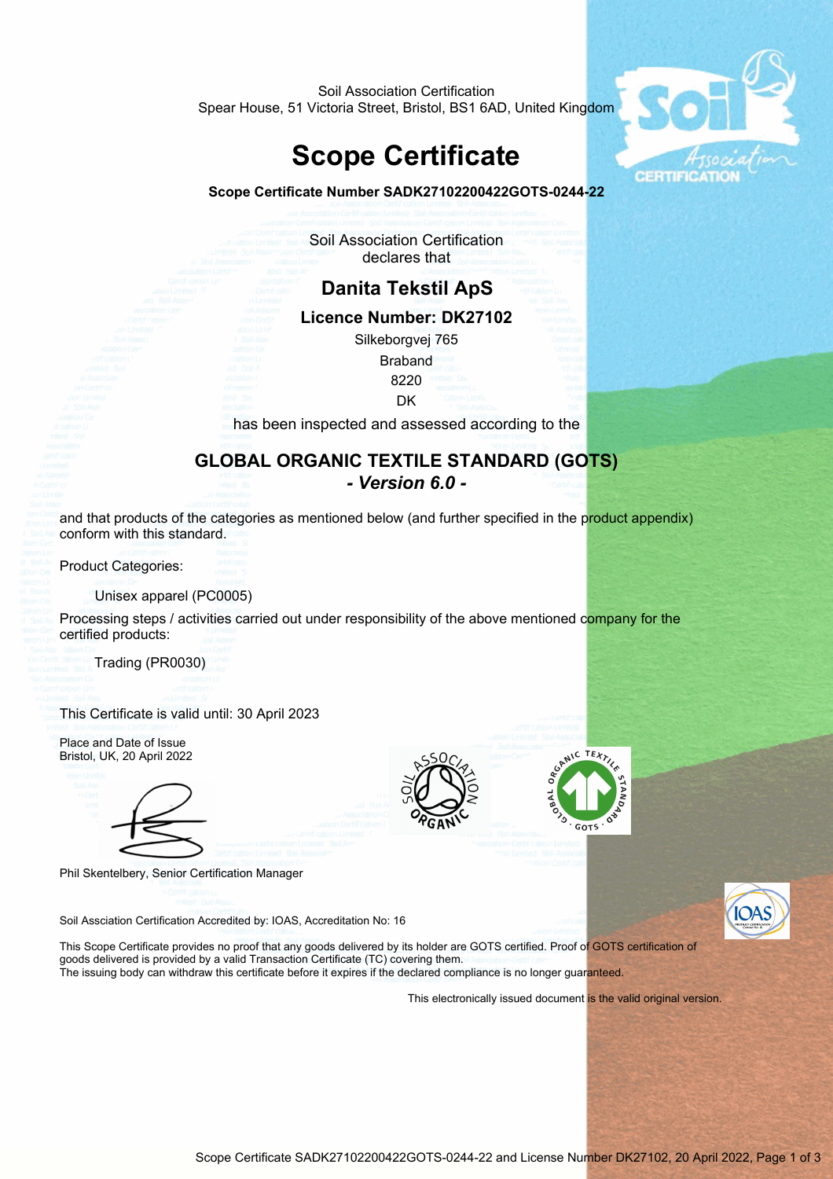Soil Association Certification
Spear House, 51 Victoria Street, Bristol, BS1 6AD, United Kingdom

# Scope Certificate

**Scope Certificate Number SADK27102200422GOTS-0244-22**

Soil Association Certification
declares that

## Danita Tekstil ApS

**Licence Number: DK27102**

Silkeborgvej 765
Braband
8220
DK

has been inspected and assessed according to the

## GLOBAL ORGANIC TEXTILE STANDARD (GOTS)

***- Version 6.0 -***

and that products of the categories as mentioned below (and further specified in the product appendix) conform with this standard.

Product Categories:

Unisex apparel (PC0005)

Processing steps / activities carried out under responsibility of the above mentioned company for the certified products:

Trading (PR0030)

This Certificate is valid until: 30 April 2023

Place and Date of Issue
Bristol, UK, 20 April 2022

Phil Skentelbery, Senior Certification Manager

Soil Assciation Certification Accredited by: IOAS, Accreditation No: 16

This Scope Certificate provides no proof that any goods delivered by its holder are GOTS certified. Proof of GOTS certification of goods delivered is provided by a valid Transaction Certificate (TC) covering them.
The issuing body can withdraw this certificate before it expires if the declared compliance is no longer guaranteed.

This electronically issued document is the valid original version.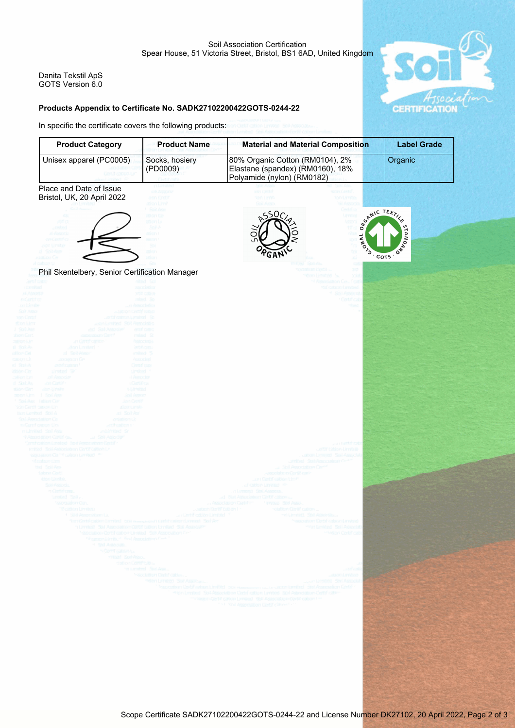Soil Association Certification
Spear House, 51 Victoria Street, Bristol, BS1 6AD, United Kingdom

Danita Tekstil ApS
GOTS Version 6.0

**Products Appendix to Certificate No. SADK27102200422GOTS-0244-22**

In specific the certificate covers the following products:

| Product Category | Product Name | Material and Material Composition | Label Grade |
|---|---|---|---|
| Unisex apparel (PC0005) | Socks, hosiery (PD0009) | 80% Organic Cotton (RM0104), 2% Elastane (spandex) (RM0160), 18% Polyamide (nylon) (RM0182) | Organic |

Place and Date of Issue
Bristol, UK, 20 April 2022

Phil Skentelbery, Senior Certification Manager

Scope Certificate SADK27102200422GOTS-0244-22 and License Number DK27102, 20 April 2022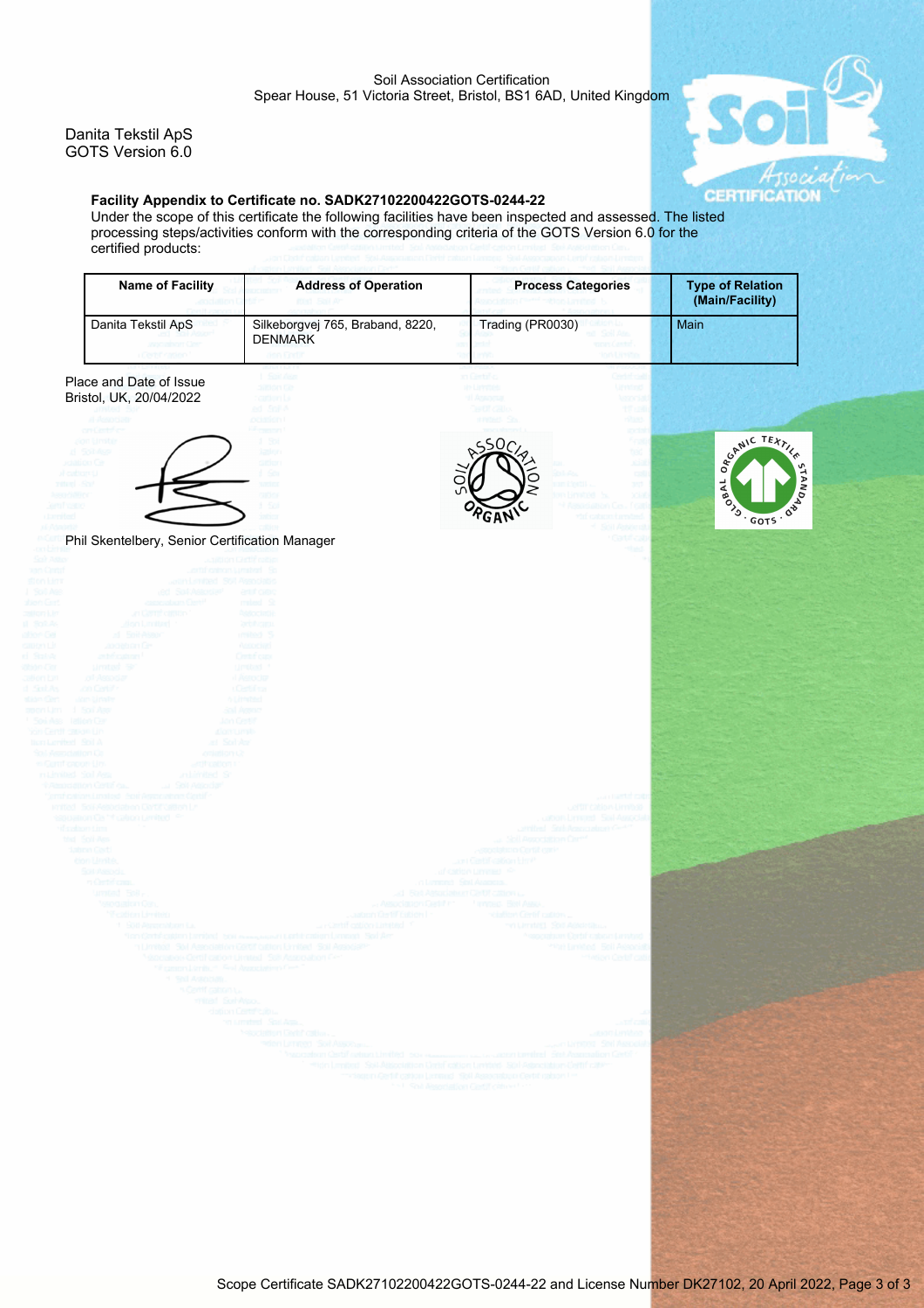Soil Association Certification
Spear House, 51 Victoria Street, Bristol, BS1 6AD, United Kingdom

Danita Tekstil ApS
GOTS Version 6.0

**Facility Appendix to Certificate no. SADK27102200422GOTS-0244-22**
Under the scope of this certificate the following facilities have been inspected and assessed. The listed processing steps/activities conform with the corresponding criteria of the GOTS Version 6.0 for the certified products:

| Name of Facility | Address of Operation | Process Categories | Type of Relation (Main/Facility) |
|---|---|---|---|
| Danita Tekstil ApS | Silkeborgvej 765, Braband, 8220, DENMARK | Trading (PR0030) | Main |

Place and Date of Issue
Bristol, UK, 20/04/2022

Phil Skentelbery, Senior Certification Manager